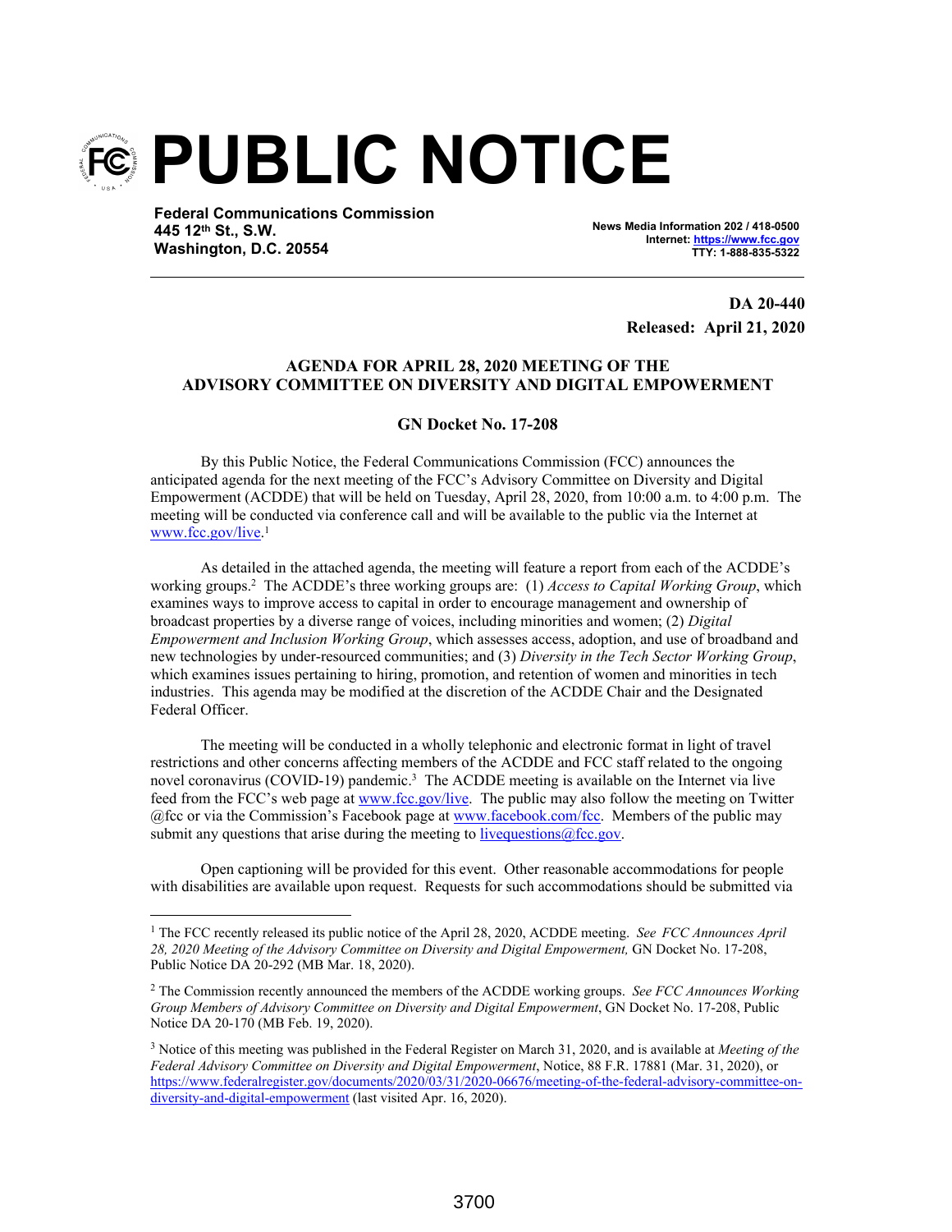# PUBLIC NOTICE

**Federal Communications Commission**
**445 12th St., S.W.**
**Washington, D.C. 20554**

**News Media Information 202 / 418-0500**
**Internet: https://www.fcc.gov**
**TTY: 1-888-835-5322**

**DA 20-440**
**Released: April 21, 2020**

**AGENDA FOR APRIL 28, 2020 MEETING OF THE ADVISORY COMMITTEE ON DIVERSITY AND DIGITAL EMPOWERMENT**

**GN Docket No. 17-208**

By this Public Notice, the Federal Communications Commission (FCC) announces the anticipated agenda for the next meeting of the FCC's Advisory Committee on Diversity and Digital Empowerment (ACDDE) that will be held on Tuesday, April 28, 2020, from 10:00 a.m. to 4:00 p.m. The meeting will be conducted via conference call and will be available to the public via the Internet at www.fcc.gov/live.[1]

As detailed in the attached agenda, the meeting will feature a report from each of the ACDDE's working groups.[2] The ACDDE's three working groups are: (1) *Access to Capital Working Group*, which examines ways to improve access to capital in order to encourage management and ownership of broadcast properties by a diverse range of voices, including minorities and women; (2) *Digital Empowerment and Inclusion Working Group*, which assesses access, adoption, and use of broadband and new technologies by under-resourced communities; and (3) *Diversity in the Tech Sector Working Group*, which examines issues pertaining to hiring, promotion, and retention of women and minorities in tech industries. This agenda may be modified at the discretion of the ACDDE Chair and the Designated Federal Officer.

The meeting will be conducted in a wholly telephonic and electronic format in light of travel restrictions and other concerns affecting members of the ACDDE and FCC staff related to the ongoing novel coronavirus (COVID-19) pandemic.[3] The ACDDE meeting is available on the Internet via live feed from the FCC's web page at www.fcc.gov/live. The public may also follow the meeting on Twitter @fcc or via the Commission's Facebook page at www.facebook.com/fcc. Members of the public may submit any questions that arise during the meeting to livequestions@fcc.gov.

Open captioning will be provided for this event. Other reasonable accommodations for people with disabilities are available upon request. Requests for such accommodations should be submitted via

---

[1] The FCC recently released its public notice of the April 28, 2020, ACDDE meeting. *See FCC Announces April 28, 2020 Meeting of the Advisory Committee on Diversity and Digital Empowerment,* GN Docket No. 17-208, Public Notice DA 20-292 (MB Mar. 18, 2020).

[2] The Commission recently announced the members of the ACDDE working groups. *See FCC Announces Working Group Members of Advisory Committee on Diversity and Digital Empowerment*, GN Docket No. 17-208, Public Notice DA 20-170 (MB Feb. 19, 2020).

[3] Notice of this meeting was published in the Federal Register on March 31, 2020, and is available at *Meeting of the Federal Advisory Committee on Diversity and Digital Empowerment*, Notice, 88 F.R. 17881 (Mar. 31, 2020), or https://www.federalregister.gov/documents/2020/03/31/2020-06676/meeting-of-the-federal-advisory-committee-on-diversity-and-digital-empowerment (last visited Apr. 16, 2020).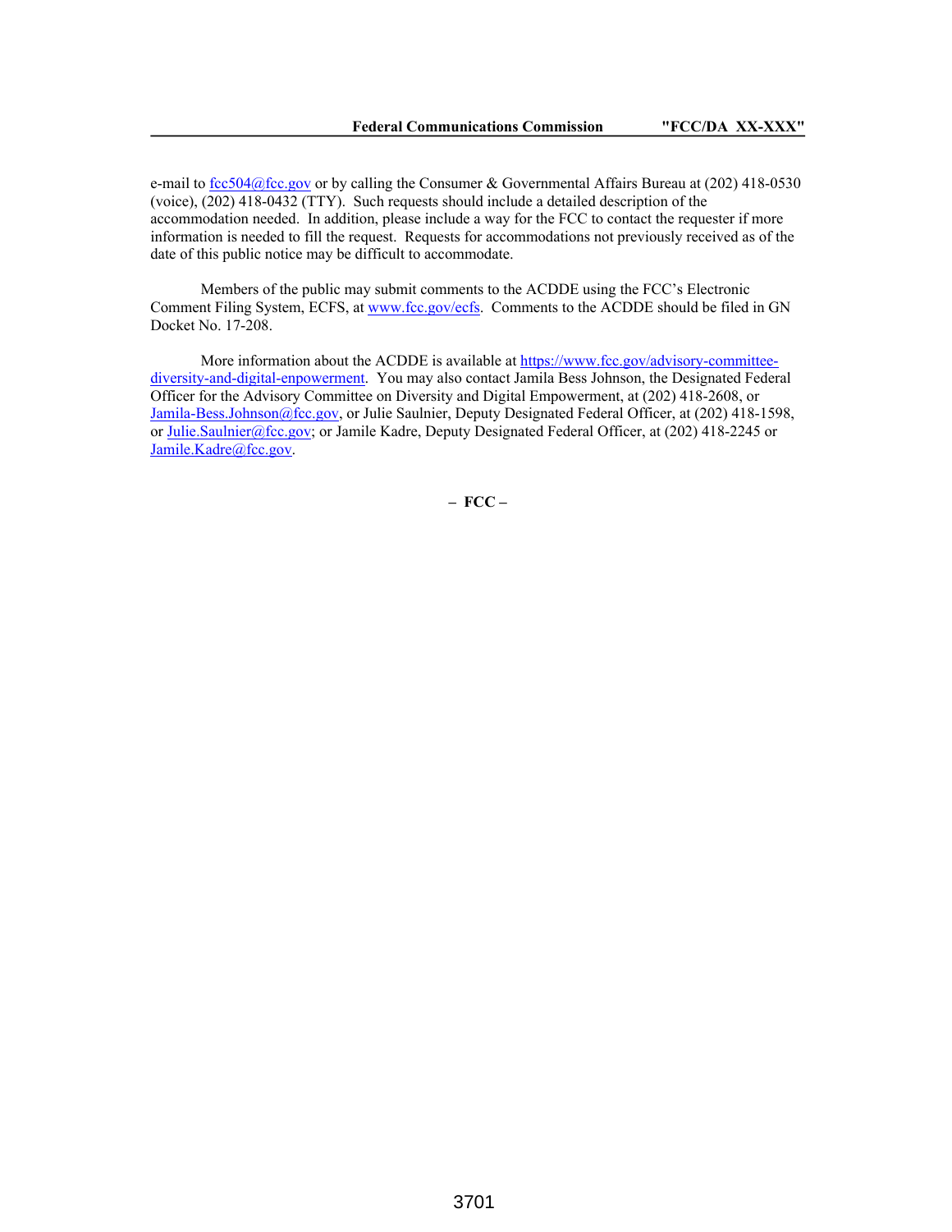e-mail to fcc504@fcc.gov or by calling the Consumer & Governmental Affairs Bureau at (202) 418-0530 (voice), (202) 418-0432 (TTY). Such requests should include a detailed description of the accommodation needed. In addition, please include a way for the FCC to contact the requester if more information is needed to fill the request. Requests for accommodations not previously received as of the date of this public notice may be difficult to accommodate.

Members of the public may submit comments to the ACDDE using the FCC's Electronic Comment Filing System, ECFS, at www.fcc.gov/ecfs. Comments to the ACDDE should be filed in GN Docket No. 17-208.

More information about the ACDDE is available at https://www.fcc.gov/advisory-committee-diversity-and-digital-enpowerment. You may also contact Jamila Bess Johnson, the Designated Federal Officer for the Advisory Committee on Diversity and Digital Empowerment, at (202) 418-2608, or Jamila-Bess.Johnson@fcc.gov, or Julie Saulnier, Deputy Designated Federal Officer, at (202) 418-1598, or Julie.Saulnier@fcc.gov; or Jamile Kadre, Deputy Designated Federal Officer, at (202) 418-2245 or Jamile.Kadre@fcc.gov.

**– FCC –**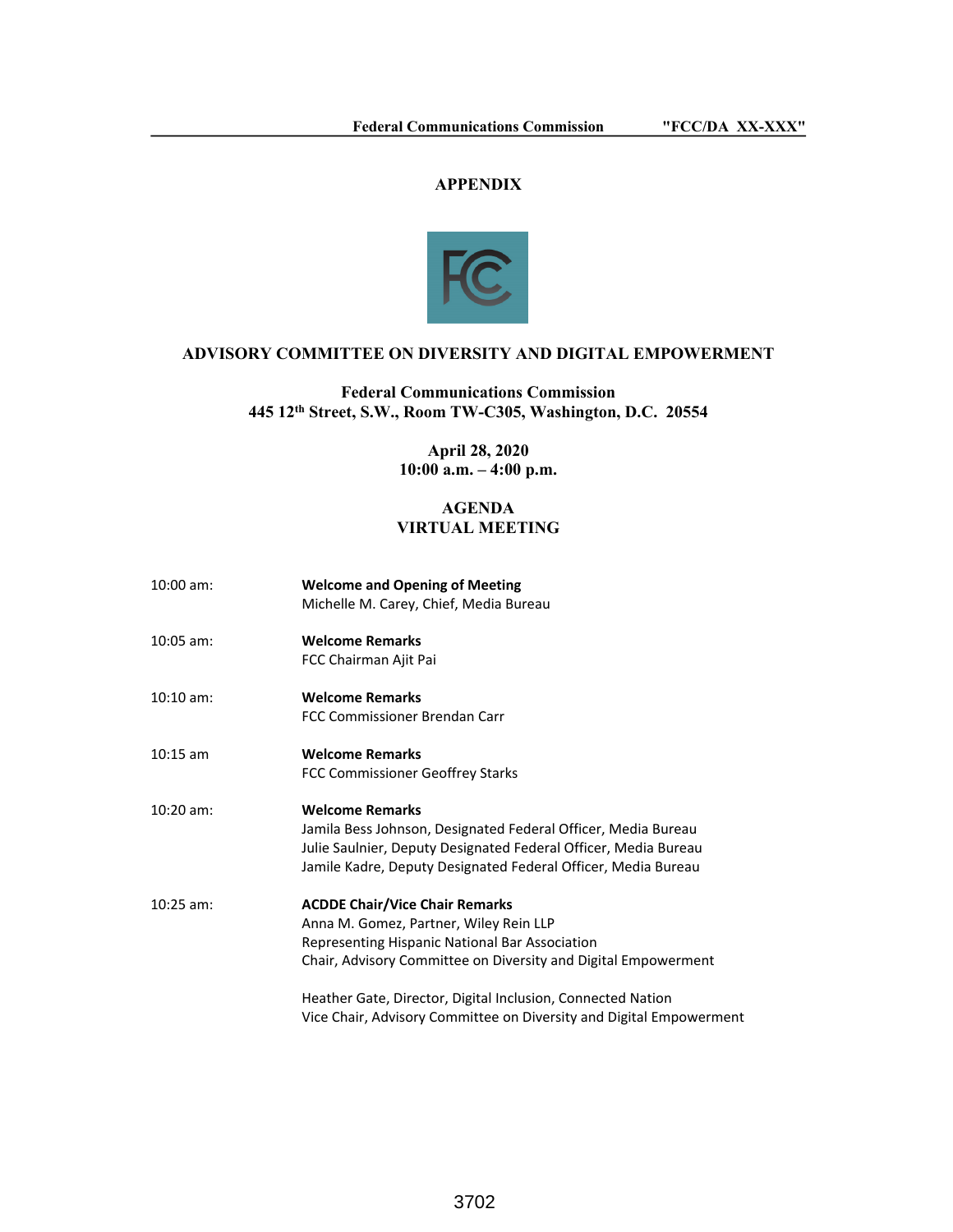## APPENDIX

### ADVISORY COMMITTEE ON DIVERSITY AND DIGITAL EMPOWERMENT

**Federal Communications Commission**
**445 12th Street, S.W., Room TW-C305, Washington, D.C. 20554**

**April 28, 2020**
**10:00 a.m. – 4:00 p.m.**

### AGENDA
### VIRTUAL MEETING

10:00 am: **Welcome and Opening of Meeting**
Michelle M. Carey, Chief, Media Bureau

10:05 am: **Welcome Remarks**
FCC Chairman Ajit Pai

10:10 am: **Welcome Remarks**
FCC Commissioner Brendan Carr

10:15 am **Welcome Remarks**
FCC Commissioner Geoffrey Starks

10:20 am: **Welcome Remarks**
Jamila Bess Johnson, Designated Federal Officer, Media Bureau
Julie Saulnier, Deputy Designated Federal Officer, Media Bureau
Jamile Kadre, Deputy Designated Federal Officer, Media Bureau

10:25 am: **ACDDE Chair/Vice Chair Remarks**
Anna M. Gomez, Partner, Wiley Rein LLP
Representing Hispanic National Bar Association
Chair, Advisory Committee on Diversity and Digital Empowerment

Heather Gate, Director, Digital Inclusion, Connected Nation
Vice Chair, Advisory Committee on Diversity and Digital Empowerment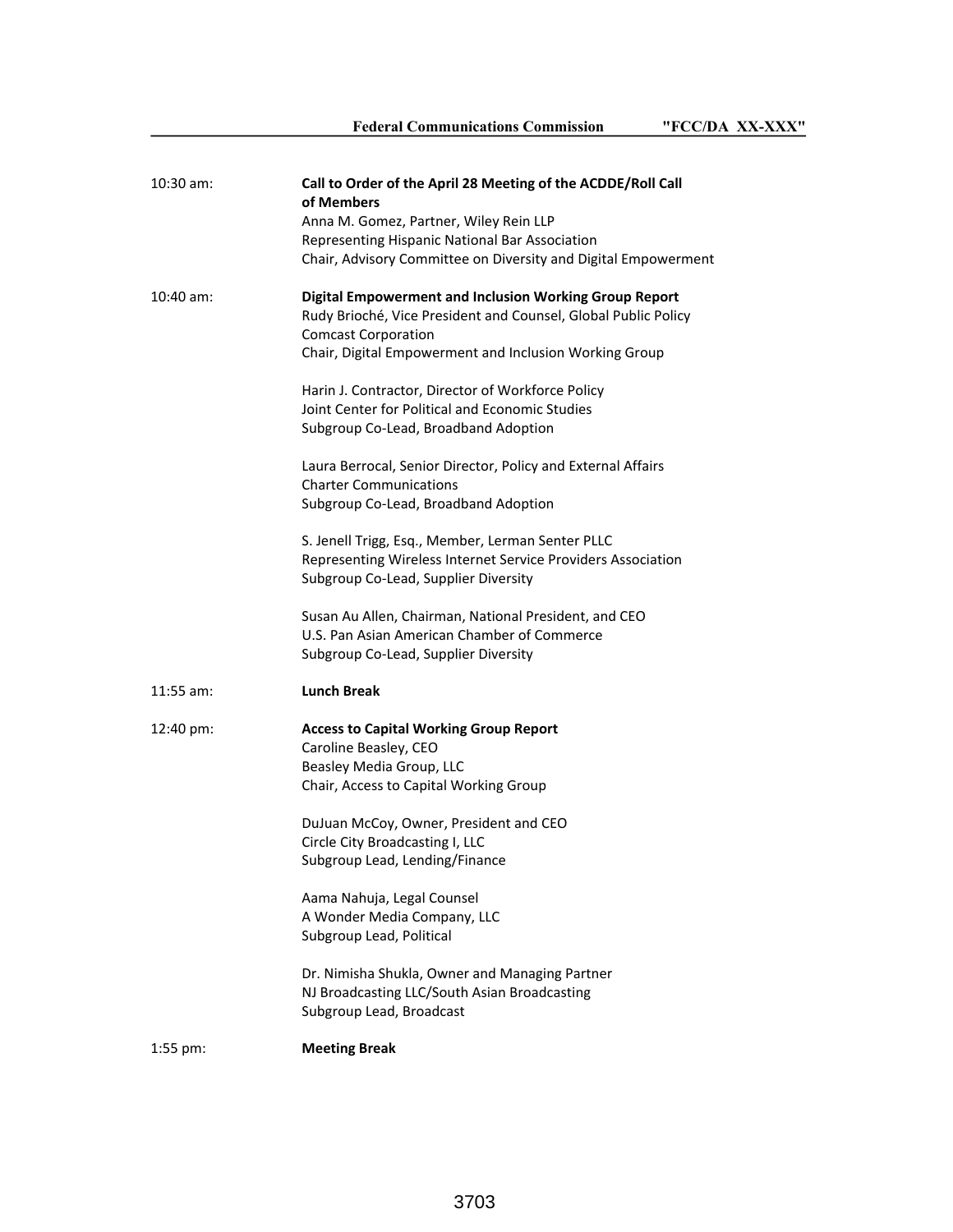10:30 am: **Call to Order of the April 28 Meeting of the ACDDE/Roll Call of Members**
Anna M. Gomez, Partner, Wiley Rein LLP
Representing Hispanic National Bar Association
Chair, Advisory Committee on Diversity and Digital Empowerment

10:40 am: **Digital Empowerment and Inclusion Working Group Report**
Rudy Brioché, Vice President and Counsel, Global Public Policy
Comcast Corporation
Chair, Digital Empowerment and Inclusion Working Group

Harin J. Contractor, Director of Workforce Policy
Joint Center for Political and Economic Studies
Subgroup Co-Lead, Broadband Adoption

Laura Berrocal, Senior Director, Policy and External Affairs
Charter Communications
Subgroup Co-Lead, Broadband Adoption

S. Jenell Trigg, Esq., Member, Lerman Senter PLLC
Representing Wireless Internet Service Providers Association
Subgroup Co-Lead, Supplier Diversity

Susan Au Allen, Chairman, National President, and CEO
U.S. Pan Asian American Chamber of Commerce
Subgroup Co-Lead, Supplier Diversity

11:55 am: **Lunch Break**

12:40 pm: **Access to Capital Working Group Report**
Caroline Beasley, CEO
Beasley Media Group, LLC
Chair, Access to Capital Working Group

DuJuan McCoy, Owner, President and CEO
Circle City Broadcasting I, LLC
Subgroup Lead, Lending/Finance

Aama Nahuja, Legal Counsel
A Wonder Media Company, LLC
Subgroup Lead, Political

Dr. Nimisha Shukla, Owner and Managing Partner
NJ Broadcasting LLC/South Asian Broadcasting
Subgroup Lead, Broadcast

1:55 pm: **Meeting Break**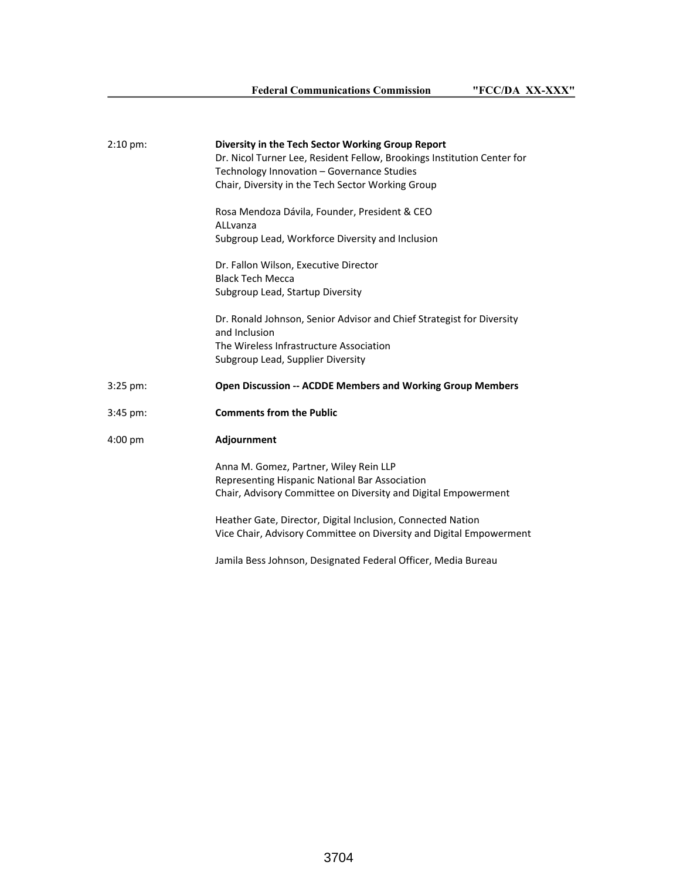2:10 pm: **Diversity in the Tech Sector Working Group Report**
Dr. Nicol Turner Lee, Resident Fellow, Brookings Institution Center for Technology Innovation – Governance Studies
Chair, Diversity in the Tech Sector Working Group

Rosa Mendoza Dávila, Founder, President & CEO
ALLvanza
Subgroup Lead, Workforce Diversity and Inclusion

Dr. Fallon Wilson, Executive Director
Black Tech Mecca
Subgroup Lead, Startup Diversity

Dr. Ronald Johnson, Senior Advisor and Chief Strategist for Diversity and Inclusion
The Wireless Infrastructure Association
Subgroup Lead, Supplier Diversity

3:25 pm: **Open Discussion -- ACDDE Members and Working Group Members**

3:45 pm: **Comments from the Public**

4:00 pm **Adjournment**

Anna M. Gomez, Partner, Wiley Rein LLP
Representing Hispanic National Bar Association
Chair, Advisory Committee on Diversity and Digital Empowerment

Heather Gate, Director, Digital Inclusion, Connected Nation
Vice Chair, Advisory Committee on Diversity and Digital Empowerment

Jamila Bess Johnson, Designated Federal Officer, Media Bureau